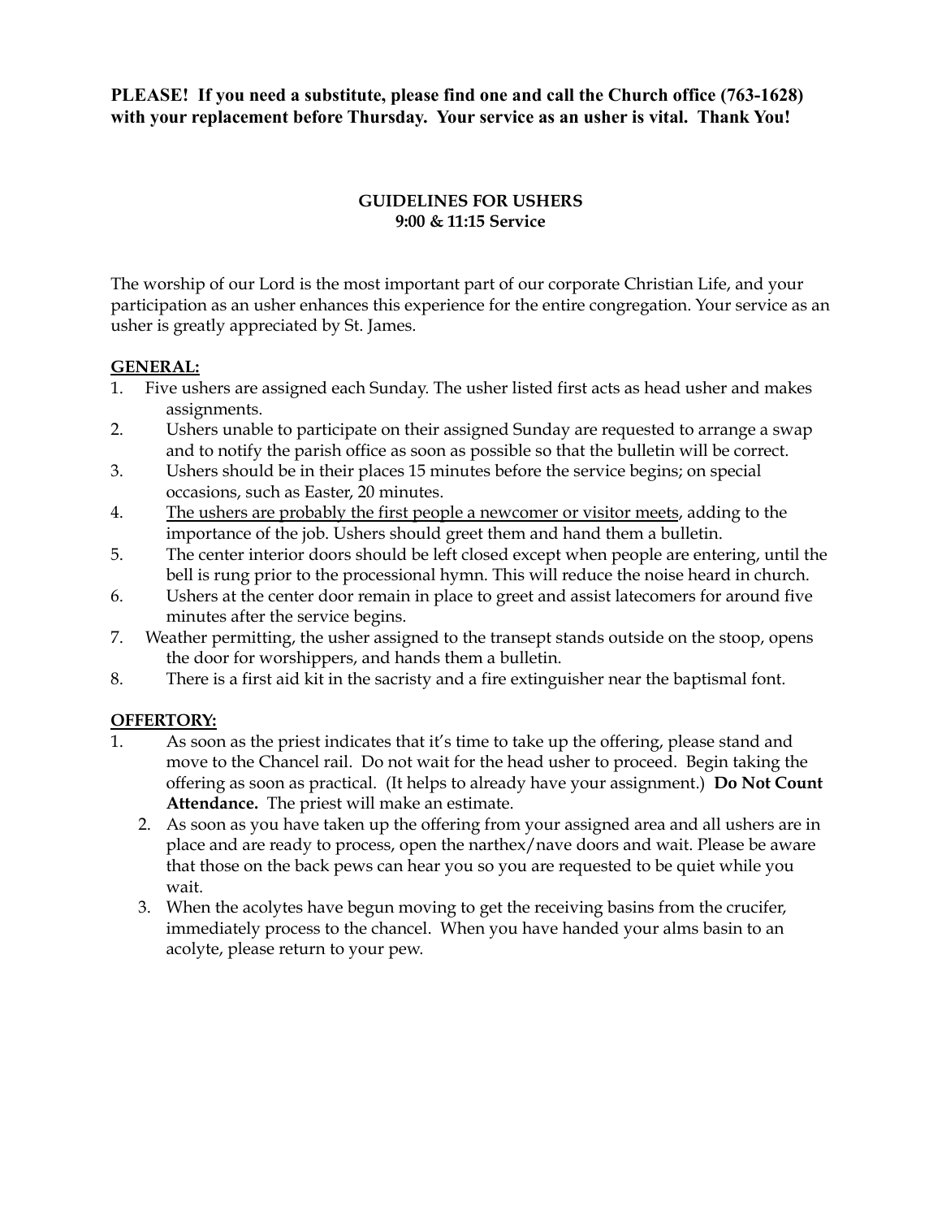**PLEASE! If you need a substitute, please find one and call the Church office (763-1628) with your replacement before Thursday. Your service as an usher is vital. Thank You!**

## GUIDELINES FOR USHERS
## 9:00 & 11:15 Service

The worship of our Lord is the most important part of our corporate Christian Life, and your participation as an usher enhances this experience for the entire congregation. Your service as an usher is greatly appreciated by St. James.

**GENERAL:**

1. Five ushers are assigned each Sunday. The usher listed first acts as head usher and makes assignments.
2. Ushers unable to participate on their assigned Sunday are requested to arrange a swap and to notify the parish office as soon as possible so that the bulletin will be correct.
3. Ushers should be in their places 15 minutes before the service begins; on special occasions, such as Easter, 20 minutes.
4. The ushers are probably the first people a newcomer or visitor meets, adding to the importance of the job. Ushers should greet them and hand them a bulletin.
5. The center interior doors should be left closed except when people are entering, until the bell is rung prior to the processional hymn. This will reduce the noise heard in church.
6. Ushers at the center door remain in place to greet and assist latecomers for around five minutes after the service begins.
7. Weather permitting, the usher assigned to the transept stands outside on the stoop, opens the door for worshippers, and hands them a bulletin.
8. There is a first aid kit in the sacristy and a fire extinguisher near the baptismal font.

**OFFERTORY:**

1. As soon as the priest indicates that it's time to take up the offering, please stand and move to the Chancel rail. Do not wait for the head usher to proceed. Begin taking the offering as soon as practical. (It helps to already have your assignment.) **Do Not Count Attendance.** The priest will make an estimate.
2. As soon as you have taken up the offering from your assigned area and all ushers are in place and are ready to process, open the narthex/nave doors and wait. Please be aware that those on the back pews can hear you so you are requested to be quiet while you wait.
3. When the acolytes have begun moving to get the receiving basins from the crucifer, immediately process to the chancel. When you have handed your alms basin to an acolyte, please return to your pew.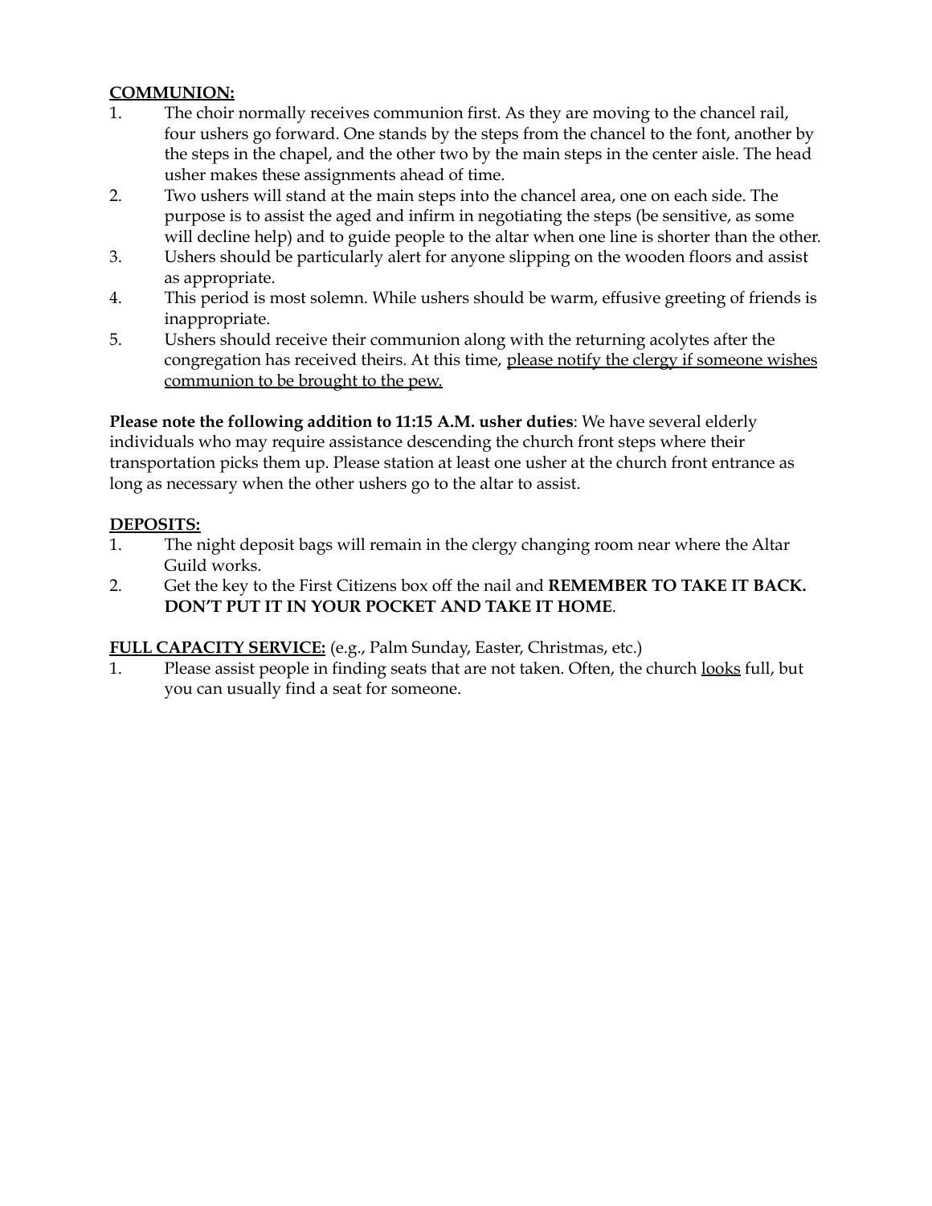<u>**COMMUNION:**</u>

1. The choir normally receives communion first. As they are moving to the chancel rail, four ushers go forward. One stands by the steps from the chancel to the font, another by the steps in the chapel, and the other two by the main steps in the center aisle. The head usher makes these assignments ahead of time.
2. Two ushers will stand at the main steps into the chancel area, one on each side. The purpose is to assist the aged and infirm in negotiating the steps (be sensitive, as some will decline help) and to guide people to the altar when one line is shorter than the other.
3. Ushers should be particularly alert for anyone slipping on the wooden floors and assist as appropriate.
4. This period is most solemn. While ushers should be warm, effusive greeting of friends is inappropriate.
5. Ushers should receive their communion along with the returning acolytes after the congregation has received theirs. At this time, <u>please notify the clergy if someone wishes communion to be brought to the pew.</u>

**Please note the following addition to 11:15 A.M. usher duties**: We have several elderly individuals who may require assistance descending the church front steps where their transportation picks them up. Please station at least one usher at the church front entrance as long as necessary when the other ushers go to the altar to assist.

<u>**DEPOSITS:**</u>

1. The night deposit bags will remain in the clergy changing room near where the Altar Guild works.
2. Get the key to the First Citizens box off the nail and **REMEMBER TO TAKE IT BACK. DON'T PUT IT IN YOUR POCKET AND TAKE IT HOME**.

<u>**FULL CAPACITY SERVICE:**</u> (e.g., Palm Sunday, Easter, Christmas, etc.)

1. Please assist people in finding seats that are not taken. Often, the church <u>looks</u> full, but you can usually find a seat for someone.